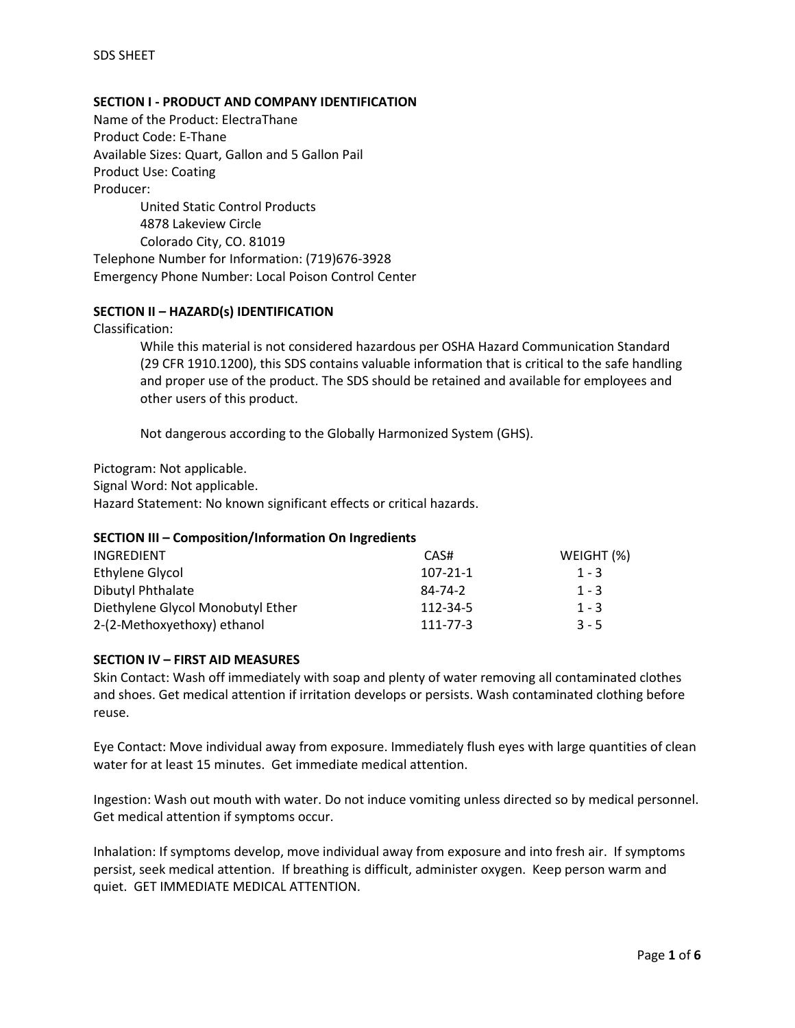SDS SHEET

## SECTION I - PRODUCT AND COMPANY IDENTIFICATION

Name of the Product: ElectraThane
Product Code: E-Thane
Available Sizes: Quart, Gallon and 5 Gallon Pail
Product Use: Coating
Producer:

United Static Control Products
4878 Lakeview Circle
Colorado City, CO. 81019

Telephone Number for Information: (719)676-3928
Emergency Phone Number: Local Poison Control Center

## SECTION II – HAZARD(s) IDENTIFICATION

Classification:

While this material is not considered hazardous per OSHA Hazard Communication Standard (29 CFR 1910.1200), this SDS contains valuable information that is critical to the safe handling and proper use of the product. The SDS should be retained and available for employees and other users of this product.

Not dangerous according to the Globally Harmonized System (GHS).

Pictogram: Not applicable.
Signal Word: Not applicable.
Hazard Statement: No known significant effects or critical hazards.

## SECTION III – Composition/Information On Ingredients

| INGREDIENT | CAS# | WEIGHT (%) |
| --- | --- | --- |
| Ethylene Glycol | 107-21-1 | 1 - 3 |
| Dibutyl Phthalate | 84-74-2 | 1 - 3 |
| Diethylene Glycol Monobutyl Ether | 112-34-5 | 1 - 3 |
| 2-(2-Methoxyethoxy) ethanol | 111-77-3 | 3 - 5 |

## SECTION IV – FIRST AID MEASURES

Skin Contact: Wash off immediately with soap and plenty of water removing all contaminated clothes and shoes. Get medical attention if irritation develops or persists. Wash contaminated clothing before reuse.

Eye Contact: Move individual away from exposure. Immediately flush eyes with large quantities of clean water for at least 15 minutes. Get immediate medical attention.

Ingestion: Wash out mouth with water. Do not induce vomiting unless directed so by medical personnel. Get medical attention if symptoms occur.

Inhalation: If symptoms develop, move individual away from exposure and into fresh air. If symptoms persist, seek medical attention. If breathing is difficult, administer oxygen. Keep person warm and quiet. GET IMMEDIATE MEDICAL ATTENTION.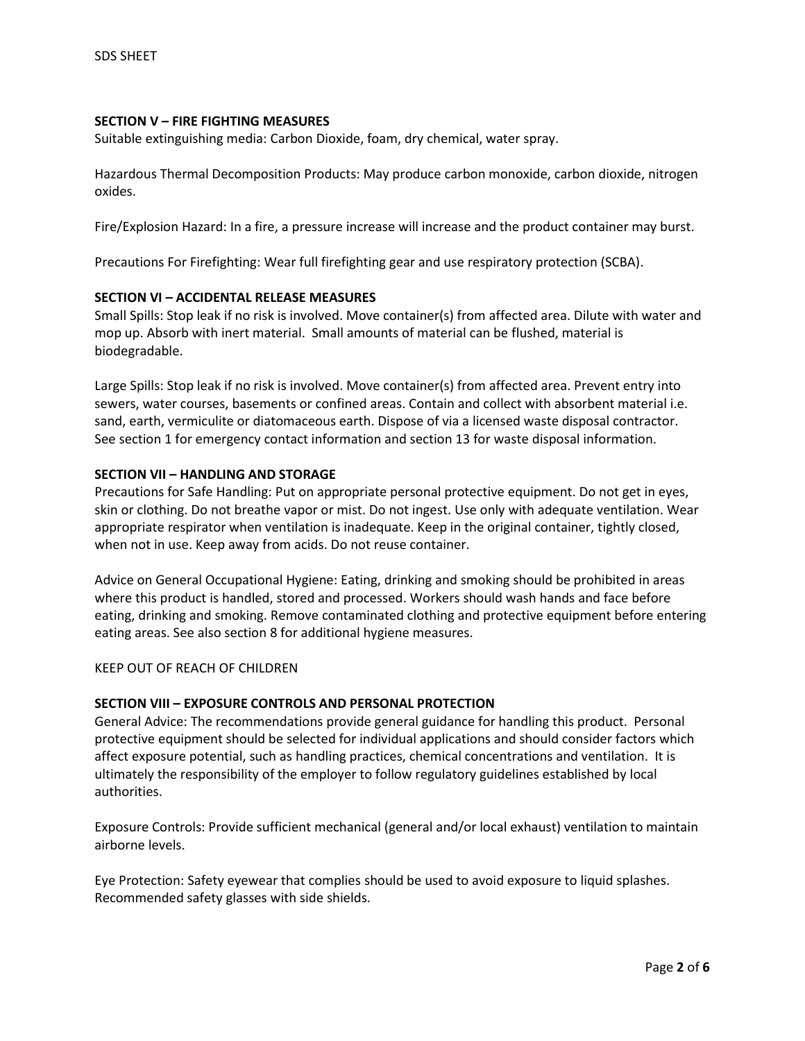## SECTION V – FIRE FIGHTING MEASURES

Suitable extinguishing media: Carbon Dioxide, foam, dry chemical, water spray.

Hazardous Thermal Decomposition Products: May produce carbon monoxide, carbon dioxide, nitrogen oxides.

Fire/Explosion Hazard: In a fire, a pressure increase will increase and the product container may burst.

Precautions For Firefighting: Wear full firefighting gear and use respiratory protection (SCBA).

## SECTION VI – ACCIDENTAL RELEASE MEASURES

Small Spills: Stop leak if no risk is involved. Move container(s) from affected area. Dilute with water and mop up. Absorb with inert material. Small amounts of material can be flushed, material is biodegradable.

Large Spills: Stop leak if no risk is involved. Move container(s) from affected area. Prevent entry into sewers, water courses, basements or confined areas. Contain and collect with absorbent material i.e. sand, earth, vermiculite or diatomaceous earth. Dispose of via a licensed waste disposal contractor. See section 1 for emergency contact information and section 13 for waste disposal information.

## SECTION VII – HANDLING AND STORAGE

Precautions for Safe Handling: Put on appropriate personal protective equipment. Do not get in eyes, skin or clothing. Do not breathe vapor or mist. Do not ingest. Use only with adequate ventilation. Wear appropriate respirator when ventilation is inadequate. Keep in the original container, tightly closed, when not in use. Keep away from acids. Do not reuse container.

Advice on General Occupational Hygiene: Eating, drinking and smoking should be prohibited in areas where this product is handled, stored and processed. Workers should wash hands and face before eating, drinking and smoking. Remove contaminated clothing and protective equipment before entering eating areas. See also section 8 for additional hygiene measures.

KEEP OUT OF REACH OF CHILDREN

## SECTION VIII – EXPOSURE CONTROLS AND PERSONAL PROTECTION

General Advice: The recommendations provide general guidance for handling this product. Personal protective equipment should be selected for individual applications and should consider factors which affect exposure potential, such as handling practices, chemical concentrations and ventilation. It is ultimately the responsibility of the employer to follow regulatory guidelines established by local authorities.

Exposure Controls: Provide sufficient mechanical (general and/or local exhaust) ventilation to maintain airborne levels.

Eye Protection: Safety eyewear that complies should be used to avoid exposure to liquid splashes. Recommended safety glasses with side shields.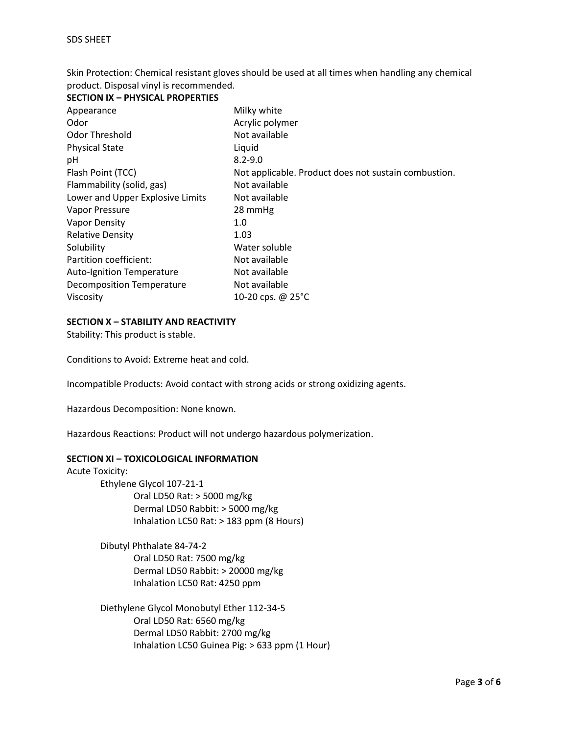Skin Protection: Chemical resistant gloves should be used at all times when handling any chemical product. Disposal vinyl is recommended.

## SECTION IX – PHYSICAL PROPERTIES

| | |
|---|---|
| Appearance | Milky white |
| Odor | Acrylic polymer |
| Odor Threshold | Not available |
| Physical State | Liquid |
| pH | 8.2-9.0 |
| Flash Point (TCC) | Not applicable. Product does not sustain combustion. |
| Flammability (solid, gas) | Not available |
| Lower and Upper Explosive Limits | Not available |
| Vapor Pressure | 28 mmHg |
| Vapor Density | 1.0 |
| Relative Density | 1.03 |
| Solubility | Water soluble |
| Partition coefficient: | Not available |
| Auto-Ignition Temperature | Not available |
| Decomposition Temperature | Not available |
| Viscosity | 10-20 cps. @ 25°C |

## SECTION X – STABILITY AND REACTIVITY

Stability: This product is stable.

Conditions to Avoid: Extreme heat and cold.

Incompatible Products: Avoid contact with strong acids or strong oxidizing agents.

Hazardous Decomposition: None known.

Hazardous Reactions: Product will not undergo hazardous polymerization.

## SECTION XI – TOXICOLOGICAL INFORMATION

Acute Toxicity:

- Ethylene Glycol 107-21-1
  - Oral LD50 Rat: > 5000 mg/kg
  - Dermal LD50 Rabbit: > 5000 mg/kg
  - Inhalation LC50 Rat: > 183 ppm (8 Hours)

- Dibutyl Phthalate 84-74-2
  - Oral LD50 Rat: 7500 mg/kg
  - Dermal LD50 Rabbit: > 20000 mg/kg
  - Inhalation LC50 Rat: 4250 ppm

- Diethylene Glycol Monobutyl Ether 112-34-5
  - Oral LD50 Rat: 6560 mg/kg
  - Dermal LD50 Rabbit: 2700 mg/kg
  - Inhalation LC50 Guinea Pig: > 633 ppm (1 Hour)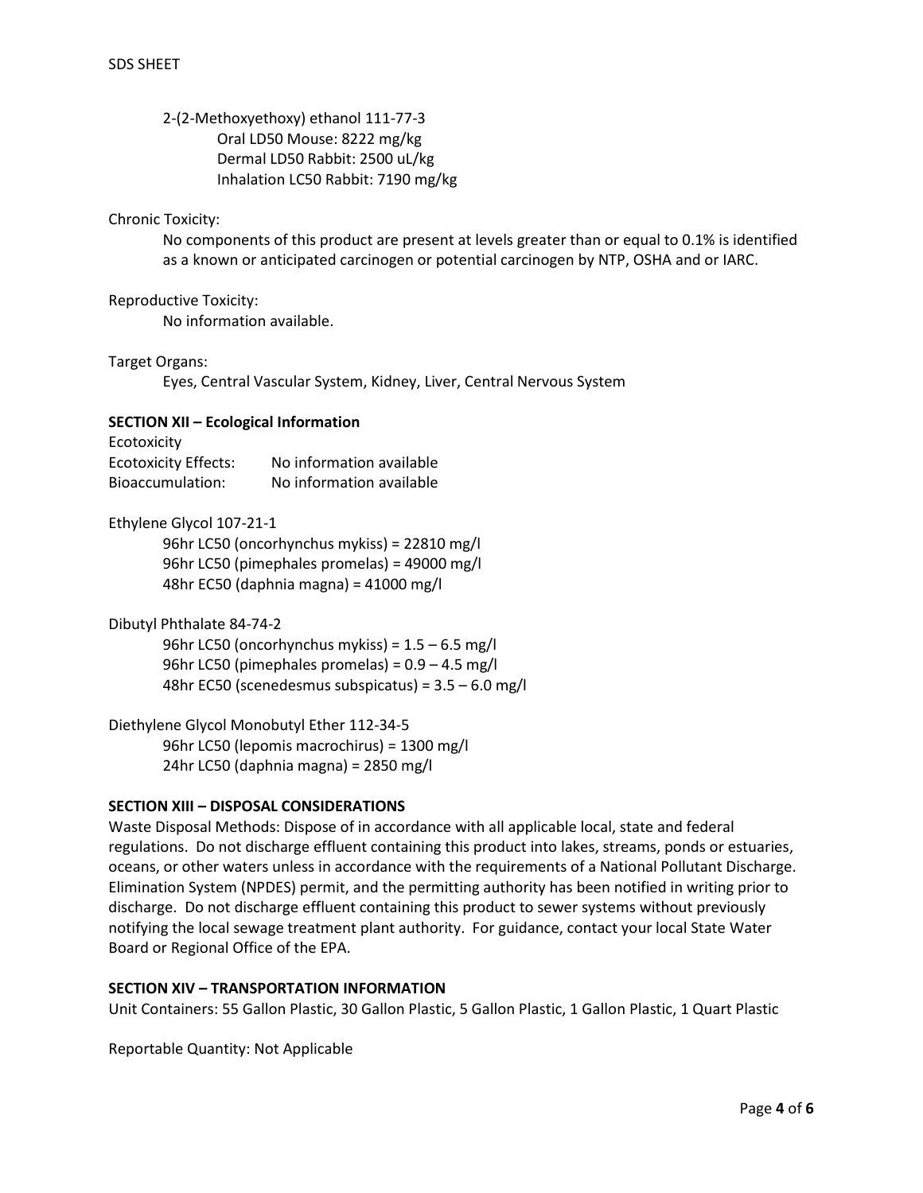2-(2-Methoxyethoxy) ethanol 111-77-3

Oral LD50 Mouse: 8222 mg/kg
Dermal LD50 Rabbit: 2500 uL/kg
Inhalation LC50 Rabbit: 7190 mg/kg

Chronic Toxicity:

No components of this product are present at levels greater than or equal to 0.1% is identified as a known or anticipated carcinogen or potential carcinogen by NTP, OSHA and or IARC.

Reproductive Toxicity:

No information available.

Target Organs:

Eyes, Central Vascular System, Kidney, Liver, Central Nervous System

**SECTION XII – Ecological Information**

Ecotoxicity

Ecotoxicity Effects: No information available
Bioaccumulation: No information available

Ethylene Glycol 107-21-1

96hr LC50 (oncorhynchus mykiss) = 22810 mg/l
96hr LC50 (pimephales promelas) = 49000 mg/l
48hr EC50 (daphnia magna) = 41000 mg/l

Dibutyl Phthalate 84-74-2

96hr LC50 (oncorhynchus mykiss) = 1.5 – 6.5 mg/l
96hr LC50 (pimephales promelas) = 0.9 – 4.5 mg/l
48hr EC50 (scenedesmus subspicatus) = 3.5 – 6.0 mg/l

Diethylene Glycol Monobutyl Ether 112-34-5

96hr LC50 (lepomis macrochirus) = 1300 mg/l
24hr LC50 (daphnia magna) = 2850 mg/l

**SECTION XIII – DISPOSAL CONSIDERATIONS**

Waste Disposal Methods: Dispose of in accordance with all applicable local, state and federal regulations. Do not discharge effluent containing this product into lakes, streams, ponds or estuaries, oceans, or other waters unless in accordance with the requirements of a National Pollutant Discharge. Elimination System (NPDES) permit, and the permitting authority has been notified in writing prior to discharge. Do not discharge effluent containing this product to sewer systems without previously notifying the local sewage treatment plant authority. For guidance, contact your local State Water Board or Regional Office of the EPA.

**SECTION XIV – TRANSPORTATION INFORMATION**

Unit Containers: 55 Gallon Plastic, 30 Gallon Plastic, 5 Gallon Plastic, 1 Gallon Plastic, 1 Quart Plastic

Reportable Quantity: Not Applicable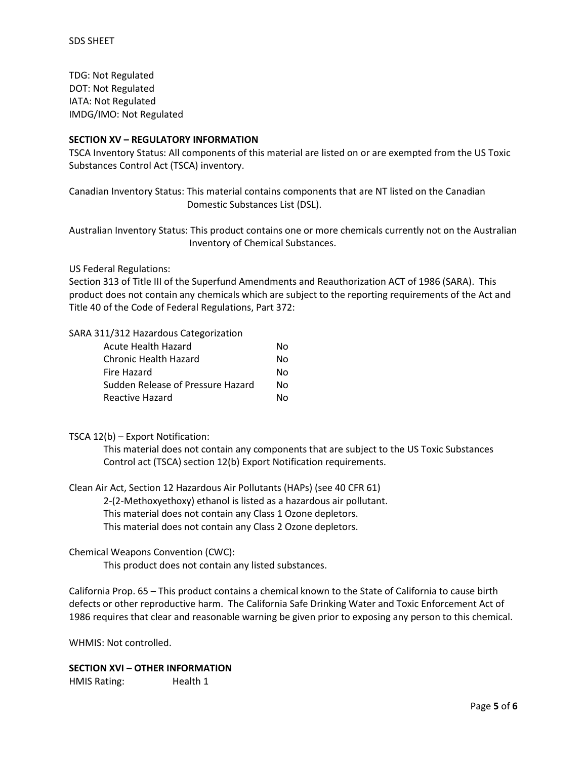TDG: Not Regulated
DOT: Not Regulated
IATA: Not Regulated
IMDG/IMO: Not Regulated

**SECTION XV – REGULATORY INFORMATION**

TSCA Inventory Status: All components of this material are listed on or are exempted from the US Toxic Substances Control Act (TSCA) inventory.

Canadian Inventory Status: This material contains components that are NT listed on the Canadian Domestic Substances List (DSL).

Australian Inventory Status: This product contains one or more chemicals currently not on the Australian Inventory of Chemical Substances.

US Federal Regulations:
Section 313 of Title III of the Superfund Amendments and Reauthorization ACT of 1986 (SARA). This product does not contain any chemicals which are subject to the reporting requirements of the Act and Title 40 of the Code of Federal Regulations, Part 372:

SARA 311/312 Hazardous Categorization

| | |
|---|---|
| Acute Health Hazard | No |
| Chronic Health Hazard | No |
| Fire Hazard | No |
| Sudden Release of Pressure Hazard | No |
| Reactive Hazard | No |

TSCA 12(b) – Export Notification:
This material does not contain any components that are subject to the US Toxic Substances Control act (TSCA) section 12(b) Export Notification requirements.

Clean Air Act, Section 12 Hazardous Air Pollutants (HAPs) (see 40 CFR 61)
2-(2-Methoxyethoxy) ethanol is listed as a hazardous air pollutant.
This material does not contain any Class 1 Ozone depletors.
This material does not contain any Class 2 Ozone depletors.

Chemical Weapons Convention (CWC):
This product does not contain any listed substances.

California Prop. 65 – This product contains a chemical known to the State of California to cause birth defects or other reproductive harm. The California Safe Drinking Water and Toxic Enforcement Act of 1986 requires that clear and reasonable warning be given prior to exposing any person to this chemical.

WHMIS: Not controlled.

**SECTION XVI – OTHER INFORMATION**

HMIS Rating: Health 1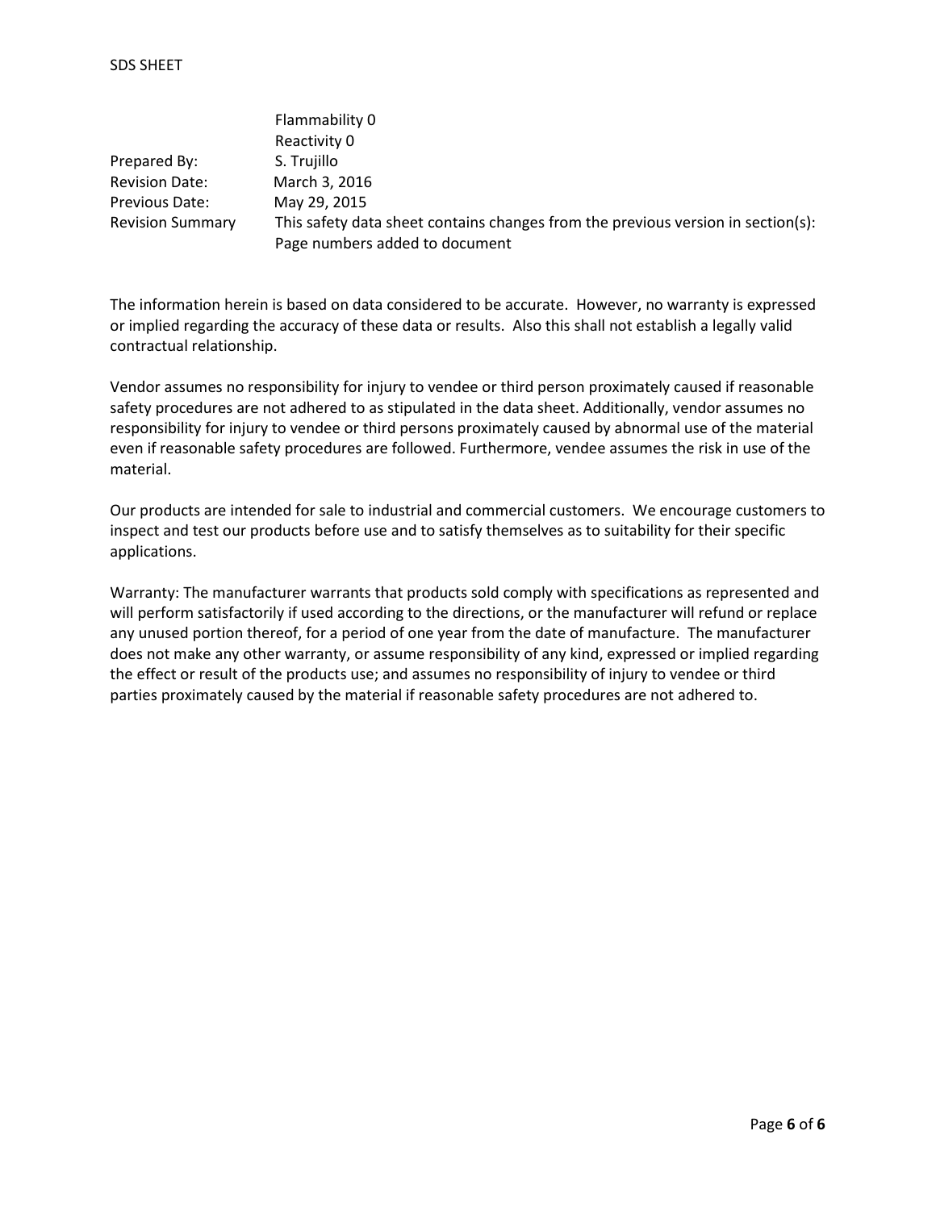| | |
|---|---|
| | Flammability 0 |
| | Reactivity 0 |
| Prepared By: | S. Trujillo |
| Revision Date: | March 3, 2016 |
| Previous Date: | May 29, 2015 |
| Revision Summary | This safety data sheet contains changes from the previous version in section(s): Page numbers added to document |

The information herein is based on data considered to be accurate. However, no warranty is expressed or implied regarding the accuracy of these data or results. Also this shall not establish a legally valid contractual relationship.

Vendor assumes no responsibility for injury to vendee or third person proximately caused if reasonable safety procedures are not adhered to as stipulated in the data sheet. Additionally, vendor assumes no responsibility for injury to vendee or third persons proximately caused by abnormal use of the material even if reasonable safety procedures are followed. Furthermore, vendee assumes the risk in use of the material.

Our products are intended for sale to industrial and commercial customers. We encourage customers to inspect and test our products before use and to satisfy themselves as to suitability for their specific applications.

Warranty: The manufacturer warrants that products sold comply with specifications as represented and will perform satisfactorily if used according to the directions, or the manufacturer will refund or replace any unused portion thereof, for a period of one year from the date of manufacture. The manufacturer does not make any other warranty, or assume responsibility of any kind, expressed or implied regarding the effect or result of the products use; and assumes no responsibility of injury to vendee or third parties proximately caused by the material if reasonable safety procedures are not adhered to.